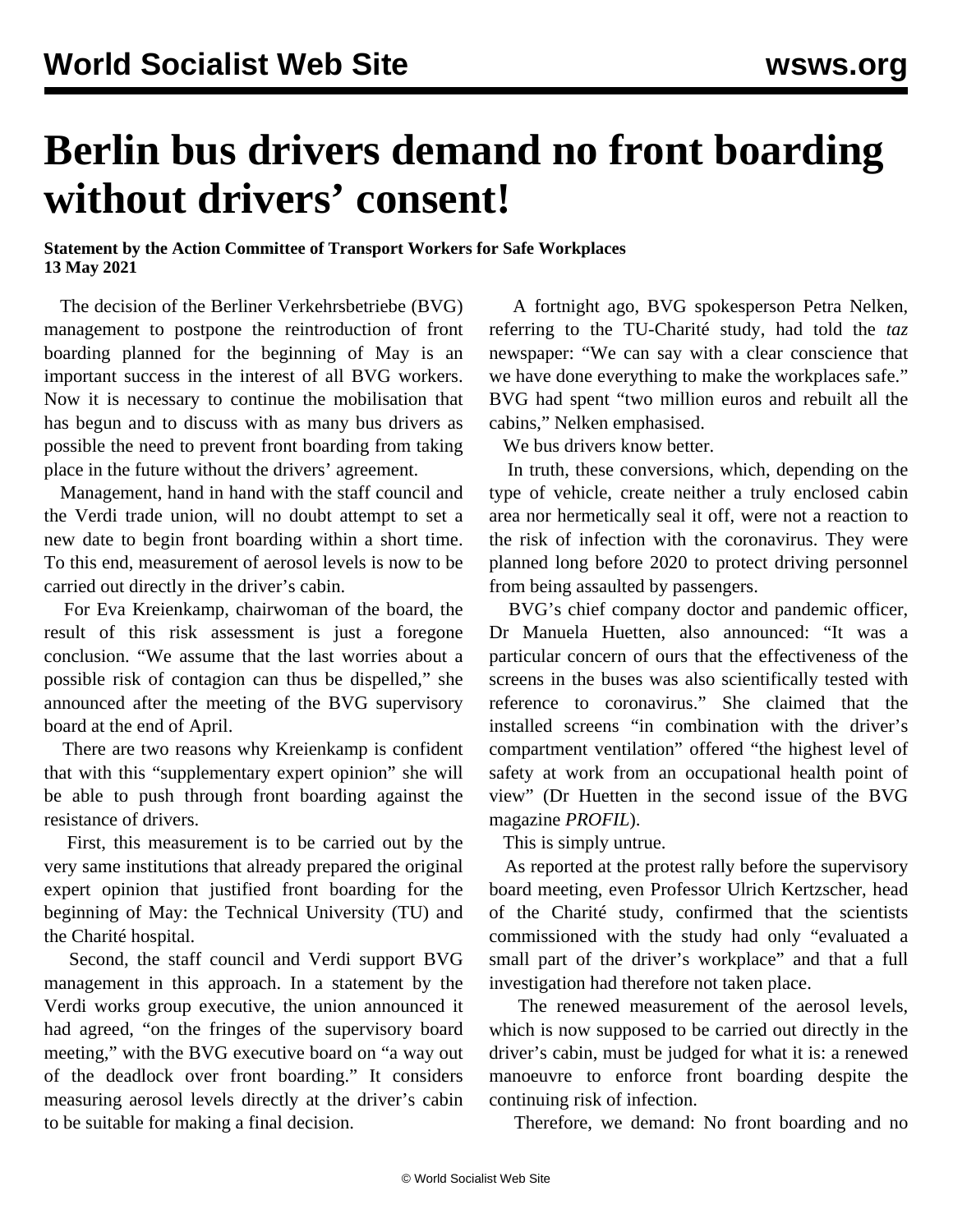# Berlin bus drivers demand no front boarding without drivers' consent!

**Statement by the Action Committee of Transport Workers for Safe Workplaces**
**13 May 2021**

The decision of the Berliner Verkehrsbetriebe (BVG) management to postpone the reintroduction of front boarding planned for the beginning of May is an important success in the interest of all BVG workers. Now it is necessary to continue the mobilisation that has begun and to discuss with as many bus drivers as possible the need to prevent front boarding from taking place in the future without the drivers' agreement.

Management, hand in hand with the staff council and the Verdi trade union, will no doubt attempt to set a new date to begin front boarding within a short time. To this end, measurement of aerosol levels is now to be carried out directly in the driver's cabin.

For Eva Kreienkamp, chairwoman of the board, the result of this risk assessment is just a foregone conclusion. "We assume that the last worries about a possible risk of contagion can thus be dispelled," she announced after the meeting of the BVG supervisory board at the end of April.

There are two reasons why Kreienkamp is confident that with this "supplementary expert opinion" she will be able to push through front boarding against the resistance of drivers.

First, this measurement is to be carried out by the very same institutions that already prepared the original expert opinion that justified front boarding for the beginning of May: the Technical University (TU) and the Charité hospital.

Second, the staff council and Verdi support BVG management in this approach. In a statement by the Verdi works group executive, the union announced it had agreed, "on the fringes of the supervisory board meeting," with the BVG executive board on "a way out of the deadlock over front boarding." It considers measuring aerosol levels directly at the driver's cabin to be suitable for making a final decision.

A fortnight ago, BVG spokesperson Petra Nelken, referring to the TU-Charité study, had told the *taz* newspaper: "We can say with a clear conscience that we have done everything to make the workplaces safe." BVG had spent "two million euros and rebuilt all the cabins," Nelken emphasised.

We bus drivers know better.

In truth, these conversions, which, depending on the type of vehicle, create neither a truly enclosed cabin area nor hermetically seal it off, were not a reaction to the risk of infection with the coronavirus. They were planned long before 2020 to protect driving personnel from being assaulted by passengers.

BVG's chief company doctor and pandemic officer, Dr Manuela Huetten, also announced: "It was a particular concern of ours that the effectiveness of the screens in the buses was also scientifically tested with reference to coronavirus." She claimed that the installed screens "in combination with the driver's compartment ventilation" offered "the highest level of safety at work from an occupational health point of view" (Dr Huetten in the second issue of the BVG magazine *PROFIL*).

This is simply untrue.

As reported at the protest rally before the supervisory board meeting, even Professor Ulrich Kertzscher, head of the Charité study, confirmed that the scientists commissioned with the study had only "evaluated a small part of the driver's workplace" and that a full investigation had therefore not taken place.

The renewed measurement of the aerosol levels, which is now supposed to be carried out directly in the driver's cabin, must be judged for what it is: a renewed manoeuvre to enforce front boarding despite the continuing risk of infection.

Therefore, we demand: No front boarding and no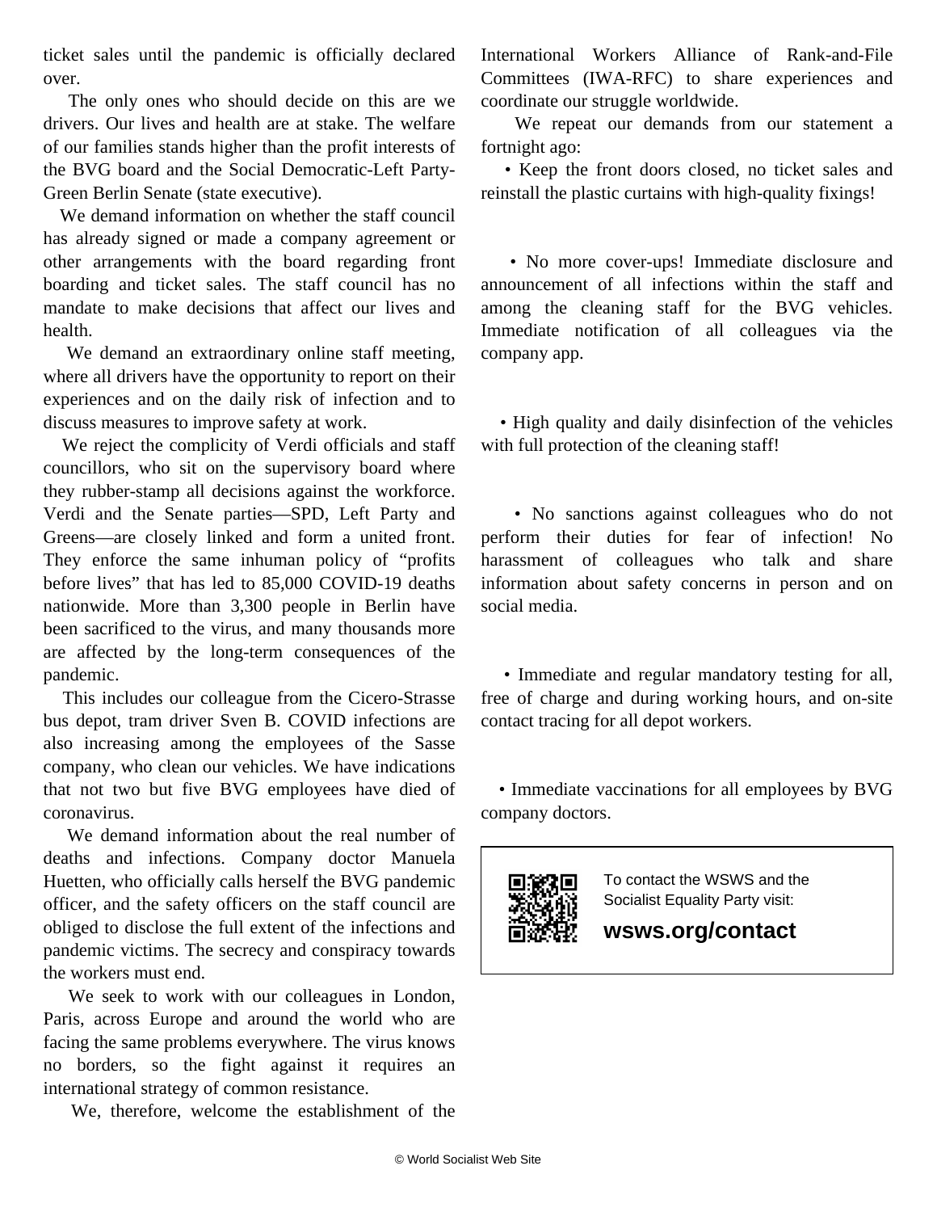ticket sales until the pandemic is officially declared over.

The only ones who should decide on this are we drivers. Our lives and health are at stake. The welfare of our families stands higher than the profit interests of the BVG board and the Social Democratic-Left Party-Green Berlin Senate (state executive).

We demand information on whether the staff council has already signed or made a company agreement or other arrangements with the board regarding front boarding and ticket sales. The staff council has no mandate to make decisions that affect our lives and health.

We demand an extraordinary online staff meeting, where all drivers have the opportunity to report on their experiences and on the daily risk of infection and to discuss measures to improve safety at work.

We reject the complicity of Verdi officials and staff councillors, who sit on the supervisory board where they rubber-stamp all decisions against the workforce. Verdi and the Senate parties—SPD, Left Party and Greens—are closely linked and form a united front. They enforce the same inhuman policy of "profits before lives" that has led to 85,000 COVID-19 deaths nationwide. More than 3,300 people in Berlin have been sacrificed to the virus, and many thousands more are affected by the long-term consequences of the pandemic.

This includes our colleague from the Cicero-Strasse bus depot, tram driver Sven B. COVID infections are also increasing among the employees of the Sasse company, who clean our vehicles. We have indications that not two but five BVG employees have died of coronavirus.

We demand information about the real number of deaths and infections. Company doctor Manuela Huetten, who officially calls herself the BVG pandemic officer, and the safety officers on the staff council are obliged to disclose the full extent of the infections and pandemic victims. The secrecy and conspiracy towards the workers must end.

We seek to work with our colleagues in London, Paris, across Europe and around the world who are facing the same problems everywhere. The virus knows no borders, so the fight against it requires an international strategy of common resistance.

We, therefore, welcome the establishment of the International Workers Alliance of Rank-and-File Committees (IWA-RFC) to share experiences and coordinate our struggle worldwide.

We repeat our demands from our statement a fortnight ago:

• Keep the front doors closed, no ticket sales and reinstall the plastic curtains with high-quality fixings!

• No more cover-ups! Immediate disclosure and announcement of all infections within the staff and among the cleaning staff for the BVG vehicles. Immediate notification of all colleagues via the company app.

• High quality and daily disinfection of the vehicles with full protection of the cleaning staff!

• No sanctions against colleagues who do not perform their duties for fear of infection! No harassment of colleagues who talk and share information about safety concerns in person and on social media.

• Immediate and regular mandatory testing for all, free of charge and during working hours, and on-site contact tracing for all depot workers.

• Immediate vaccinations for all employees by BVG company doctors.

To contact the WSWS and the Socialist Equality Party visit:

**wsws.org/contact**